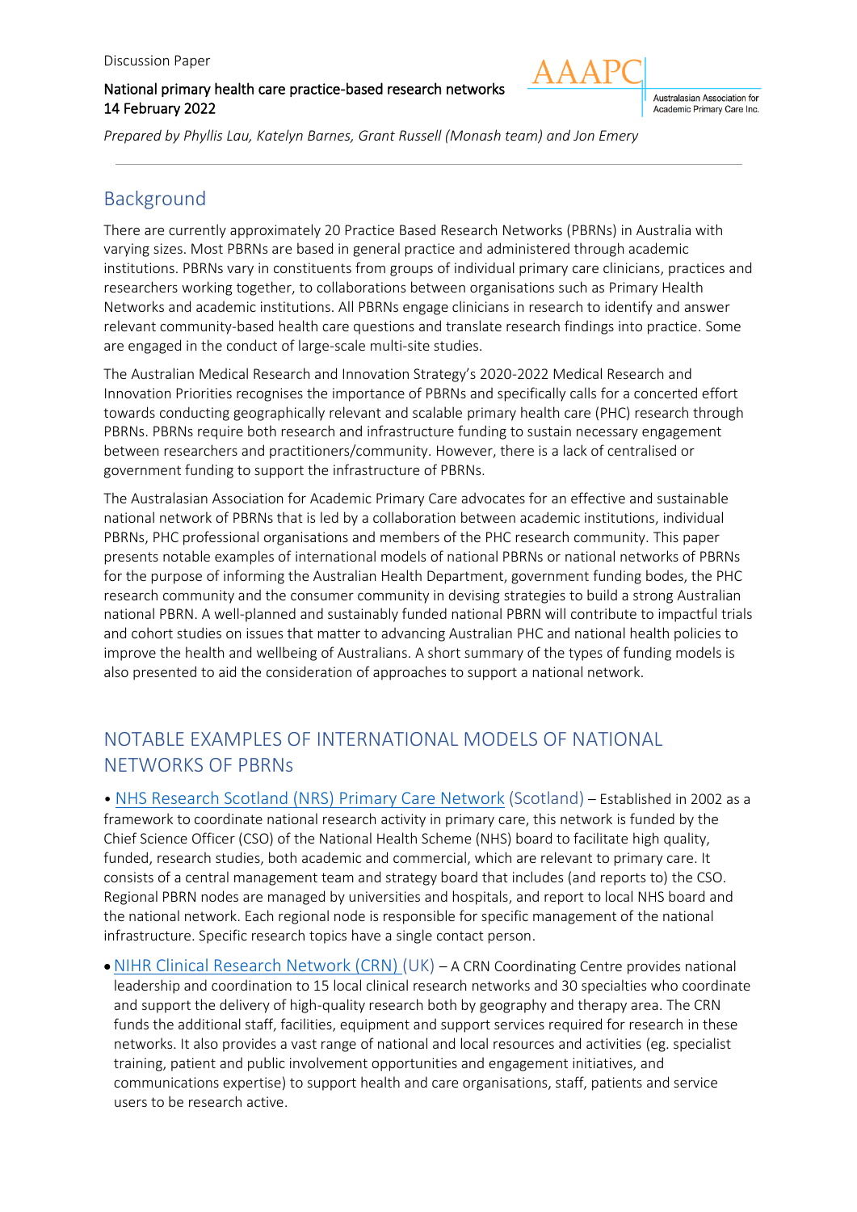Discussion Paper

National primary health care practice-based research networks
14 February 2022

AAAPC
Australasian Association for Academic Primary Care Inc.

*Prepared by Phyllis Lau, Katelyn Barnes, Grant Russell (Monash team) and Jon Emery*

## Background

There are currently approximately 20 Practice Based Research Networks (PBRNs) in Australia with varying sizes. Most PBRNs are based in general practice and administered through academic institutions. PBRNs vary in constituents from groups of individual primary care clinicians, practices and researchers working together, to collaborations between organisations such as Primary Health Networks and academic institutions. All PBRNs engage clinicians in research to identify and answer relevant community-based health care questions and translate research findings into practice. Some are engaged in the conduct of large-scale multi-site studies.

The Australian Medical Research and Innovation Strategy's 2020-2022 Medical Research and Innovation Priorities recognises the importance of PBRNs and specifically calls for a concerted effort towards conducting geographically relevant and scalable primary health care (PHC) research through PBRNs. PBRNs require both research and infrastructure funding to sustain necessary engagement between researchers and practitioners/community. However, there is a lack of centralised or government funding to support the infrastructure of PBRNs.

The Australasian Association for Academic Primary Care advocates for an effective and sustainable national network of PBRNs that is led by a collaboration between academic institutions, individual PBRNs, PHC professional organisations and members of the PHC research community. This paper presents notable examples of international models of national PBRNs or national networks of PBRNs for the purpose of informing the Australian Health Department, government funding bodes, the PHC research community and the consumer community in devising strategies to build a strong Australian national PBRN. A well-planned and sustainably funded national PBRN will contribute to impactful trials and cohort studies on issues that matter to advancing Australian PHC and national health policies to improve the health and wellbeing of Australians. A short summary of the types of funding models is also presented to aid the consideration of approaches to support a national network.

## NOTABLE EXAMPLES OF INTERNATIONAL MODELS OF NATIONAL NETWORKS OF PBRNs

- NHS Research Scotland (NRS) Primary Care Network (Scotland) – Established in 2002 as a framework to coordinate national research activity in primary care, this network is funded by the Chief Science Officer (CSO) of the National Health Scheme (NHS) board to facilitate high quality, funded, research studies, both academic and commercial, which are relevant to primary care. It consists of a central management team and strategy board that includes (and reports to) the CSO. Regional PBRN nodes are managed by universities and hospitals, and report to local NHS board and the national network. Each regional node is responsible for specific management of the national infrastructure. Specific research topics have a single contact person.
- NIHR Clinical Research Network (CRN) (UK) – A CRN Coordinating Centre provides national leadership and coordination to 15 local clinical research networks and 30 specialties who coordinate and support the delivery of high-quality research both by geography and therapy area. The CRN funds the additional staff, facilities, equipment and support services required for research in these networks. It also provides a vast range of national and local resources and activities (eg. specialist training, patient and public involvement opportunities and engagement initiatives, and communications expertise) to support health and care organisations, staff, patients and service users to be research active.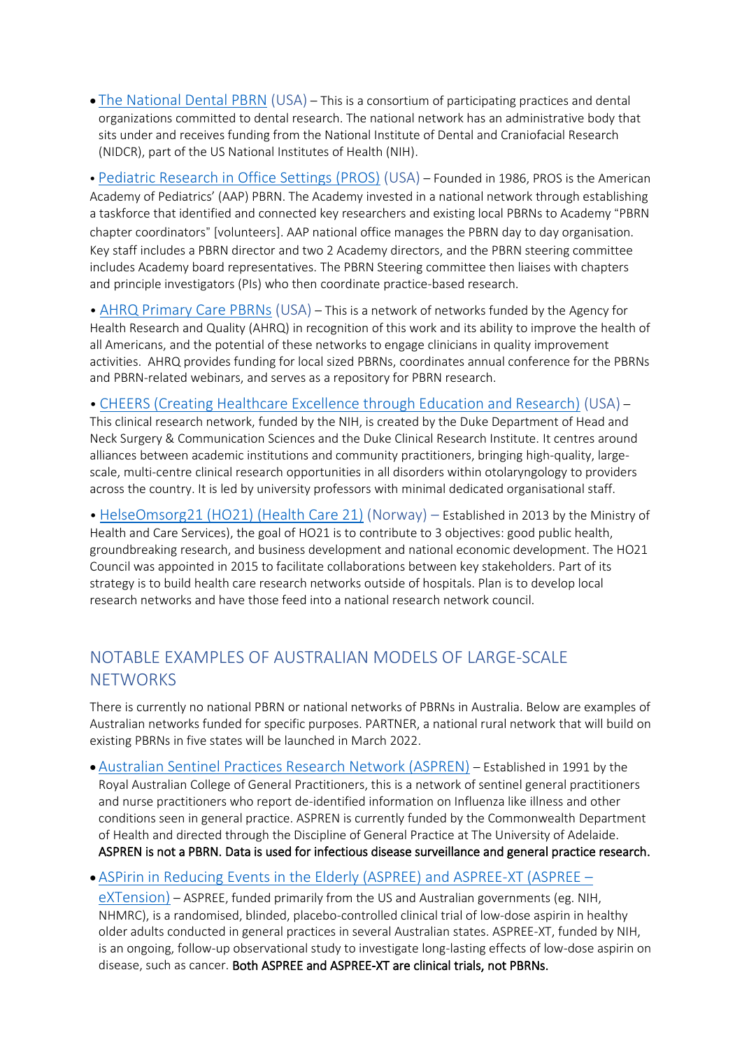- The National Dental PBRN (USA) – This is a consortium of participating practices and dental organizations committed to dental research. The national network has an administrative body that sits under and receives funding from the National Institute of Dental and Craniofacial Research (NIDCR), part of the US National Institutes of Health (NIH).

- Pediatric Research in Office Settings (PROS) (USA) – Founded in 1986, PROS is the American Academy of Pediatrics' (AAP) PBRN. The Academy invested in a national network through establishing a taskforce that identified and connected key researchers and existing local PBRNs to Academy "PBRN chapter coordinators" [volunteers]. AAP national office manages the PBRN day to day organisation. Key staff includes a PBRN director and two 2 Academy directors, and the PBRN steering committee includes Academy board representatives. The PBRN Steering committee then liaises with chapters and principle investigators (PIs) who then coordinate practice-based research.

- AHRQ Primary Care PBRNs (USA) – This is a network of networks funded by the Agency for Health Research and Quality (AHRQ) in recognition of this work and its ability to improve the health of all Americans, and the potential of these networks to engage clinicians in quality improvement activities. AHRQ provides funding for local sized PBRNs, coordinates annual conference for the PBRNs and PBRN-related webinars, and serves as a repository for PBRN research.

- CHEERS (Creating Healthcare Excellence through Education and Research) (USA) – This clinical research network, funded by the NIH, is created by the Duke Department of Head and Neck Surgery & Communication Sciences and the Duke Clinical Research Institute. It centres around alliances between academic institutions and community practitioners, bringing high-quality, large-scale, multi-centre clinical research opportunities in all disorders within otolaryngology to providers across the country. It is led by university professors with minimal dedicated organisational staff.

- HelseOmsorg21 (HO21) (Health Care 21) (Norway) – Established in 2013 by the Ministry of Health and Care Services), the goal of HO21 is to contribute to 3 objectives: good public health, groundbreaking research, and business development and national economic development. The HO21 Council was appointed in 2015 to facilitate collaborations between key stakeholders. Part of its strategy is to build health care research networks outside of hospitals. Plan is to develop local research networks and have those feed into a national research network council.

## NOTABLE EXAMPLES OF AUSTRALIAN MODELS OF LARGE-SCALE NETWORKS

There is currently no national PBRN or national networks of PBRNs in Australia. Below are examples of Australian networks funded for specific purposes. PARTNER, a national rural network that will build on existing PBRNs in five states will be launched in March 2022.

- Australian Sentinel Practices Research Network (ASPREN) – Established in 1991 by the Royal Australian College of General Practitioners, this is a network of sentinel general practitioners and nurse practitioners who report de-identified information on Influenza like illness and other conditions seen in general practice. ASPREN is currently funded by the Commonwealth Department of Health and directed through the Discipline of General Practice at The University of Adelaide. **ASPREN is not a PBRN. Data is used for infectious disease surveillance and general practice research.**

- ASPirin in Reducing Events in the Elderly (ASPREE) and ASPREE-XT (ASPREE – eXTension) – ASPREE, funded primarily from the US and Australian governments (eg. NIH, NHMRC), is a randomised, blinded, placebo-controlled clinical trial of low-dose aspirin in healthy older adults conducted in general practices in several Australian states. ASPREE-XT, funded by NIH, is an ongoing, follow-up observational study to investigate long-lasting effects of low-dose aspirin on disease, such as cancer. **Both ASPREE and ASPREE-XT are clinical trials, not PBRNs.**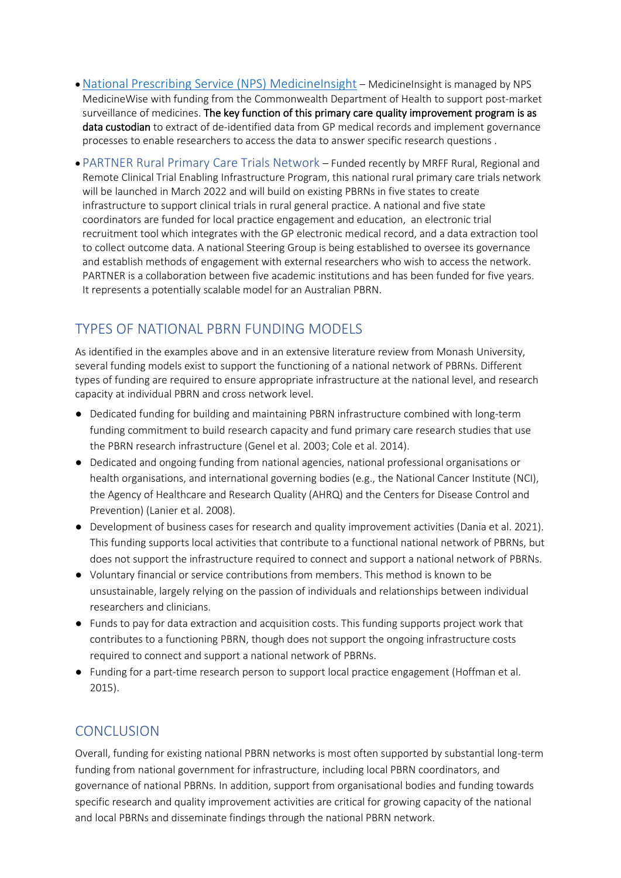- [National Prescribing Service (NPS) MedicineInsight]() – MedicineInsight is managed by NPS MedicineWise with funding from the Commonwealth Department of Health to support post-market surveillance of medicines. **The key function of this primary care quality improvement program is as data custodian** to extract of de-identified data from GP medical records and implement governance processes to enable researchers to access the data to answer specific research questions .
- PARTNER Rural Primary Care Trials Network – Funded recently by MRFF Rural, Regional and Remote Clinical Trial Enabling Infrastructure Program, this national rural primary care trials network will be launched in March 2022 and will build on existing PBRNs in five states to create infrastructure to support clinical trials in rural general practice. A national and five state coordinators are funded for local practice engagement and education, an electronic trial recruitment tool which integrates with the GP electronic medical record, and a data extraction tool to collect outcome data. A national Steering Group is being established to oversee its governance and establish methods of engagement with external researchers who wish to access the network. PARTNER is a collaboration between five academic institutions and has been funded for five years. It represents a potentially scalable model for an Australian PBRN.

## TYPES OF NATIONAL PBRN FUNDING MODELS

As identified in the examples above and in an extensive literature review from Monash University, several funding models exist to support the functioning of a national network of PBRNs. Different types of funding are required to ensure appropriate infrastructure at the national level, and research capacity at individual PBRN and cross network level.

- Dedicated funding for building and maintaining PBRN infrastructure combined with long-term funding commitment to build research capacity and fund primary care research studies that use the PBRN research infrastructure (Genel et al. 2003; Cole et al. 2014).
- Dedicated and ongoing funding from national agencies, national professional organisations or health organisations, and international governing bodies (e.g., the National Cancer Institute (NCI), the Agency of Healthcare and Research Quality (AHRQ) and the Centers for Disease Control and Prevention) (Lanier et al. 2008).
- Development of business cases for research and quality improvement activities (Dania et al. 2021). This funding supports local activities that contribute to a functional national network of PBRNs, but does not support the infrastructure required to connect and support a national network of PBRNs.
- Voluntary financial or service contributions from members. This method is known to be unsustainable, largely relying on the passion of individuals and relationships between individual researchers and clinicians.
- Funds to pay for data extraction and acquisition costs. This funding supports project work that contributes to a functioning PBRN, though does not support the ongoing infrastructure costs required to connect and support a national network of PBRNs.
- Funding for a part-time research person to support local practice engagement (Hoffman et al. 2015).

## CONCLUSION

Overall, funding for existing national PBRN networks is most often supported by substantial long-term funding from national government for infrastructure, including local PBRN coordinators, and governance of national PBRNs. In addition, support from organisational bodies and funding towards specific research and quality improvement activities are critical for growing capacity of the national and local PBRNs and disseminate findings through the national PBRN network.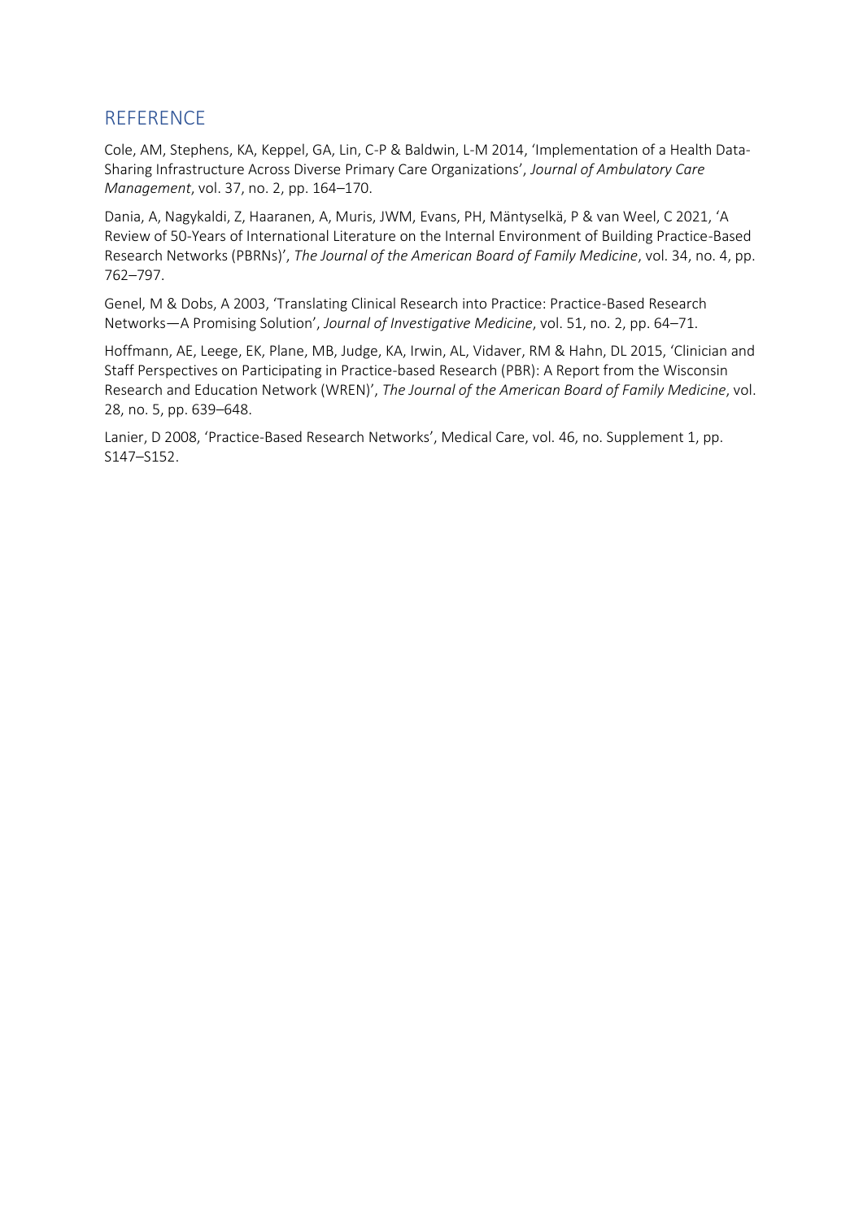## REFERENCE

Cole, AM, Stephens, KA, Keppel, GA, Lin, C-P & Baldwin, L-M 2014, 'Implementation of a Health Data-Sharing Infrastructure Across Diverse Primary Care Organizations', *Journal of Ambulatory Care Management*, vol. 37, no. 2, pp. 164–170.

Dania, A, Nagykaldi, Z, Haaranen, A, Muris, JWM, Evans, PH, Mäntyselkä, P & van Weel, C 2021, 'A Review of 50-Years of International Literature on the Internal Environment of Building Practice-Based Research Networks (PBRNs)', *The Journal of the American Board of Family Medicine*, vol. 34, no. 4, pp. 762–797.

Genel, M & Dobs, A 2003, 'Translating Clinical Research into Practice: Practice-Based Research Networks—A Promising Solution', *Journal of Investigative Medicine*, vol. 51, no. 2, pp. 64–71.

Hoffmann, AE, Leege, EK, Plane, MB, Judge, KA, Irwin, AL, Vidaver, RM & Hahn, DL 2015, 'Clinician and Staff Perspectives on Participating in Practice-based Research (PBR): A Report from the Wisconsin Research and Education Network (WREN)', *The Journal of the American Board of Family Medicine*, vol. 28, no. 5, pp. 639–648.

Lanier, D 2008, 'Practice-Based Research Networks', Medical Care, vol. 46, no. Supplement 1, pp. S147–S152.